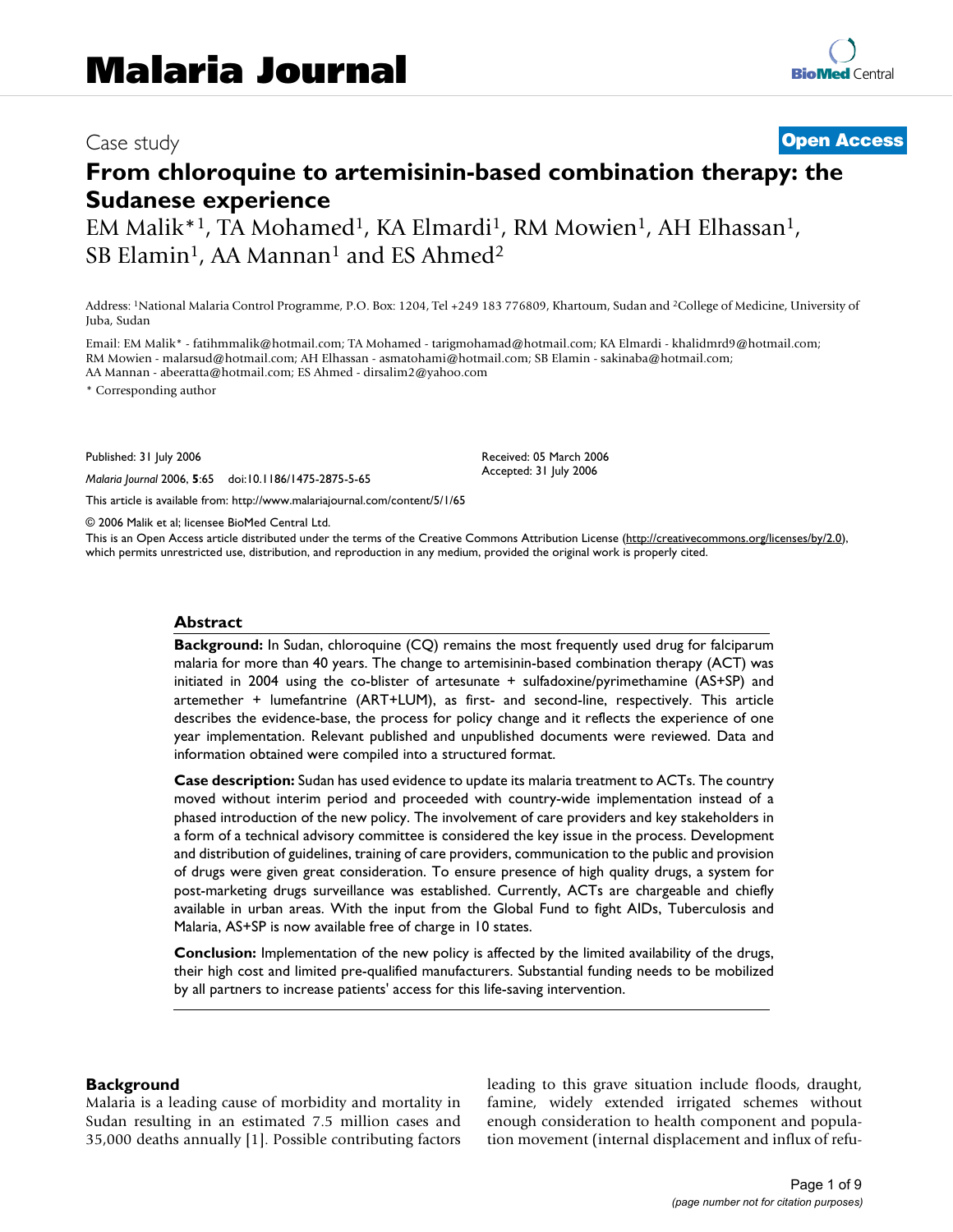# Malaria Journal

Case study **Open Access**

# From chloroquine to artemisinin-based combination therapy: the Sudanese experience

EM Malik*[1], TA Mohamed[1], KA Elmardi[1], RM Mowien[1], AH Elhassan[1], SB Elamin[1], AA Mannan[1] and ES Ahmed[2]

Address: [1]National Malaria Control Programme, P.O. Box: 1204, Tel +249 183 776809, Khartoum, Sudan and [2]College of Medicine, University of Juba, Sudan

Email: EM Malik* - fatihmmalik@hotmail.com; TA Mohamed - tarigmohamad@hotmail.com; KA Elmardi - khalidmrd9@hotmail.com; RM Mowien - malarsud@hotmail.com; AH Elhassan - asmatohami@hotmail.com; SB Elamin - sakinaba@hotmail.com; AA Mannan - abeeratta@hotmail.com; ES Ahmed - dirsalim2@yahoo.com

\* Corresponding author

Published: 31 July 2006

*Malaria Journal* 2006, **5**:65 doi:10.1186/1475-2875-5-65

Received: 05 March 2006
Accepted: 31 July 2006

This article is available from: http://www.malariajournal.com/content/5/1/65

© 2006 Malik et al; licensee BioMed Central Ltd.

This is an Open Access article distributed under the terms of the Creative Commons Attribution License (http://creativecommons.org/licenses/by/2.0), which permits unrestricted use, distribution, and reproduction in any medium, provided the original work is properly cited.

## Abstract

**Background:** In Sudan, chloroquine (CQ) remains the most frequently used drug for falciparum malaria for more than 40 years. The change to artemisinin-based combination therapy (ACT) was initiated in 2004 using the co-blister of artesunate + sulfadoxine/pyrimethamine (AS+SP) and artemether + lumefantrine (ART+LUM), as first- and second-line, respectively. This article describes the evidence-base, the process for policy change and it reflects the experience of one year implementation. Relevant published and unpublished documents were reviewed. Data and information obtained were compiled into a structured format.

**Case description:** Sudan has used evidence to update its malaria treatment to ACTs. The country moved without interim period and proceeded with country-wide implementation instead of a phased introduction of the new policy. The involvement of care providers and key stakeholders in a form of a technical advisory committee is considered the key issue in the process. Development and distribution of guidelines, training of care providers, communication to the public and provision of drugs were given great consideration. To ensure presence of high quality drugs, a system for post-marketing drugs surveillance was established. Currently, ACTs are chargeable and chiefly available in urban areas. With the input from the Global Fund to fight AIDs, Tuberculosis and Malaria, AS+SP is now available free of charge in 10 states.

**Conclusion:** Implementation of the new policy is affected by the limited availability of the drugs, their high cost and limited pre-qualified manufacturers. Substantial funding needs to be mobilized by all partners to increase patients' access for this life-saving intervention.

## Background

Malaria is a leading cause of morbidity and mortality in Sudan resulting in an estimated 7.5 million cases and 35,000 deaths annually [1]. Possible contributing factors leading to this grave situation include floods, draught, famine, widely extended irrigated schemes without enough consideration to health component and population movement (internal displacement and influx of refu-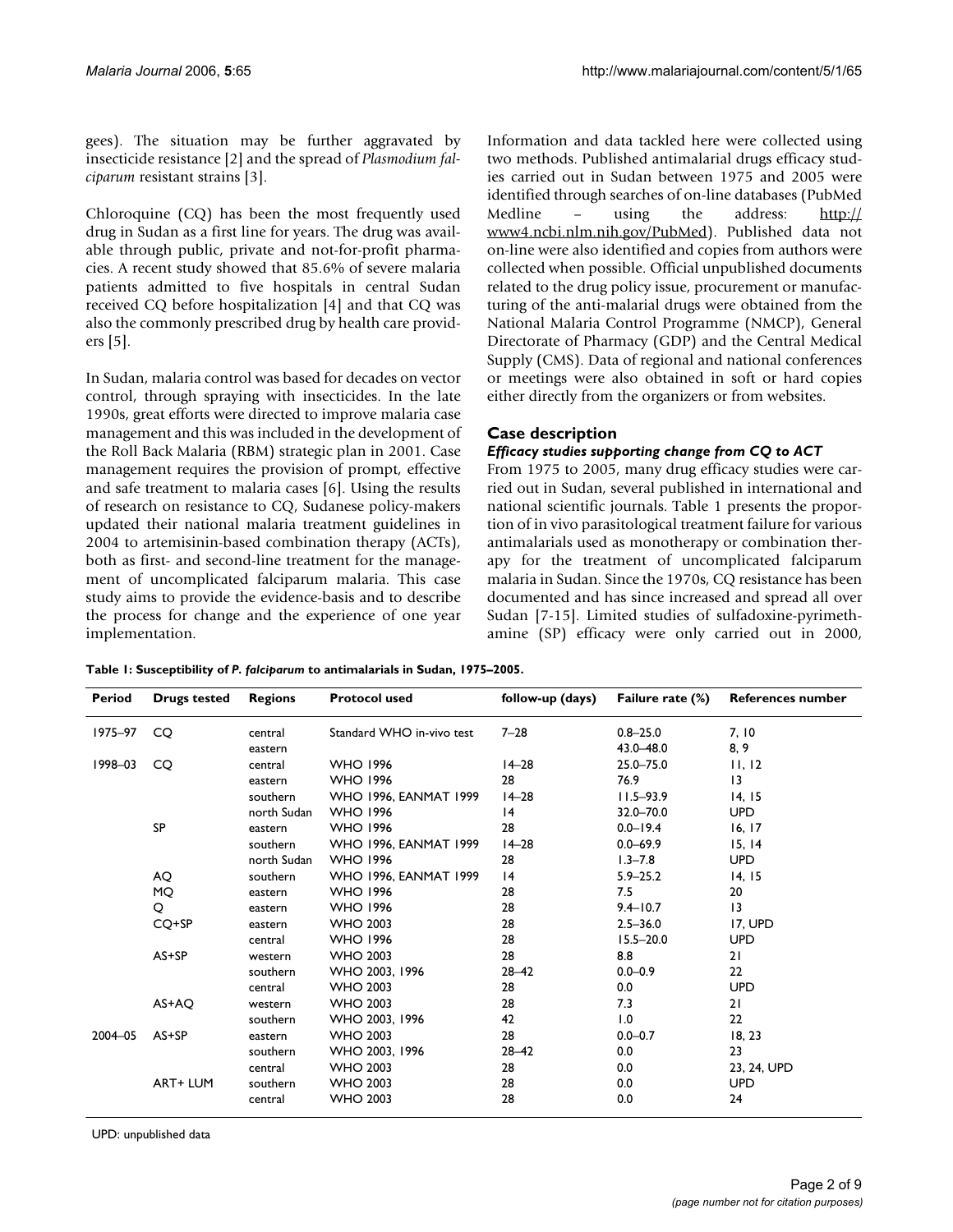gees). The situation may be further aggravated by insecticide resistance [2] and the spread of *Plasmodium falciparum* resistant strains [3].

Chloroquine (CQ) has been the most frequently used drug in Sudan as a first line for years. The drug was available through public, private and not-for-profit pharmacies. A recent study showed that 85.6% of severe malaria patients admitted to five hospitals in central Sudan received CQ before hospitalization [4] and that CQ was also the commonly prescribed drug by health care providers [5].

In Sudan, malaria control was based for decades on vector control, through spraying with insecticides. In the late 1990s, great efforts were directed to improve malaria case management and this was included in the development of the Roll Back Malaria (RBM) strategic plan in 2001. Case management requires the provision of prompt, effective and safe treatment to malaria cases [6]. Using the results of research on resistance to CQ, Sudanese policy-makers updated their national malaria treatment guidelines in 2004 to artemisinin-based combination therapy (ACTs), both as first- and second-line treatment for the management of uncomplicated falciparum malaria. This case study aims to provide the evidence-basis and to describe the process for change and the experience of one year implementation.

Information and data tackled here were collected using two methods. Published antimalarial drugs efficacy studies carried out in Sudan between 1975 and 2005 were identified through searches of on-line databases (PubMed Medline – using the address: http://www4.ncbi.nlm.nih.gov/PubMed). Published data not on-line were also identified and copies from authors were collected when possible. Official unpublished documents related to the drug policy issue, procurement or manufacturing of the anti-malarial drugs were obtained from the National Malaria Control Programme (NMCP), General Directorate of Pharmacy (GDP) and the Central Medical Supply (CMS). Data of regional and national conferences or meetings were also obtained in soft or hard copies either directly from the organizers or from websites.

## Case description

### *Efficacy studies supporting change from CQ to ACT*

From 1975 to 2005, many drug efficacy studies were carried out in Sudan, several published in international and national scientific journals. Table 1 presents the proportion of in vivo parasitological treatment failure for various antimalarials used as monotherapy or combination therapy for the treatment of uncomplicated falciparum malaria in Sudan. Since the 1970s, CQ resistance has been documented and has since increased and spread all over Sudan [7-15]. Limited studies of sulfadoxine-pyrimethamine (SP) efficacy were only carried out in 2000,

**Table 1: Susceptibility of *P. falciparum* to antimalarials in Sudan, 1975–2005.**

| Period | Drugs tested | Regions | Protocol used | follow-up (days) | Failure rate (%) | References number |
|---|---|---|---|---|---|---|
| 1975–97 | CQ | central | Standard WHO in-vivo test | 7–28 | 0.8–25.0 | 7, 10 |
| | | eastern | | | 43.0–48.0 | 8, 9 |
| 1998–03 | CQ | central | WHO 1996 | 14–28 | 25.0–75.0 | 11, 12 |
| | | eastern | WHO 1996 | 28 | 76.9 | 13 |
| | | southern | WHO 1996, EANMAT 1999 | 14–28 | 11.5–93.9 | 14, 15 |
| | | north Sudan | WHO 1996 | 14 | 32.0–70.0 | UPD |
| | SP | eastern | WHO 1996 | 28 | 0.0–19.4 | 16, 17 |
| | | southern | WHO 1996, EANMAT 1999 | 14–28 | 0.0–69.9 | 15, 14 |
| | | north Sudan | WHO 1996 | 28 | 1.3–7.8 | UPD |
| | AQ | southern | WHO 1996, EANMAT 1999 | 14 | 5.9–25.2 | 14, 15 |
| | MQ | eastern | WHO 1996 | 28 | 7.5 | 20 |
| | Q | eastern | WHO 1996 | 28 | 9.4–10.7 | 13 |
| | CQ+SP | eastern | WHO 2003 | 28 | 2.5–36.0 | 17, UPD |
| | | central | WHO 1996 | 28 | 15.5–20.0 | UPD |
| | AS+SP | western | WHO 2003 | 28 | 8.8 | 21 |
| | | southern | WHO 2003, 1996 | 28–42 | 0.0–0.9 | 22 |
| | | central | WHO 2003 | 28 | 0.0 | UPD |
| | AS+AQ | western | WHO 2003 | 28 | 7.3 | 21 |
| | | southern | WHO 2003, 1996 | 42 | 1.0 | 22 |
| 2004–05 | AS+SP | eastern | WHO 2003 | 28 | 0.0–0.7 | 18, 23 |
| | | southern | WHO 2003, 1996 | 28–42 | 0.0 | 23 |
| | | central | WHO 2003 | 28 | 0.0 | 23, 24, UPD |
| | ART+ LUM | southern | WHO 2003 | 28 | 0.0 | UPD |
| | | central | WHO 2003 | 28 | 0.0 | 24 |

UPD: unpublished data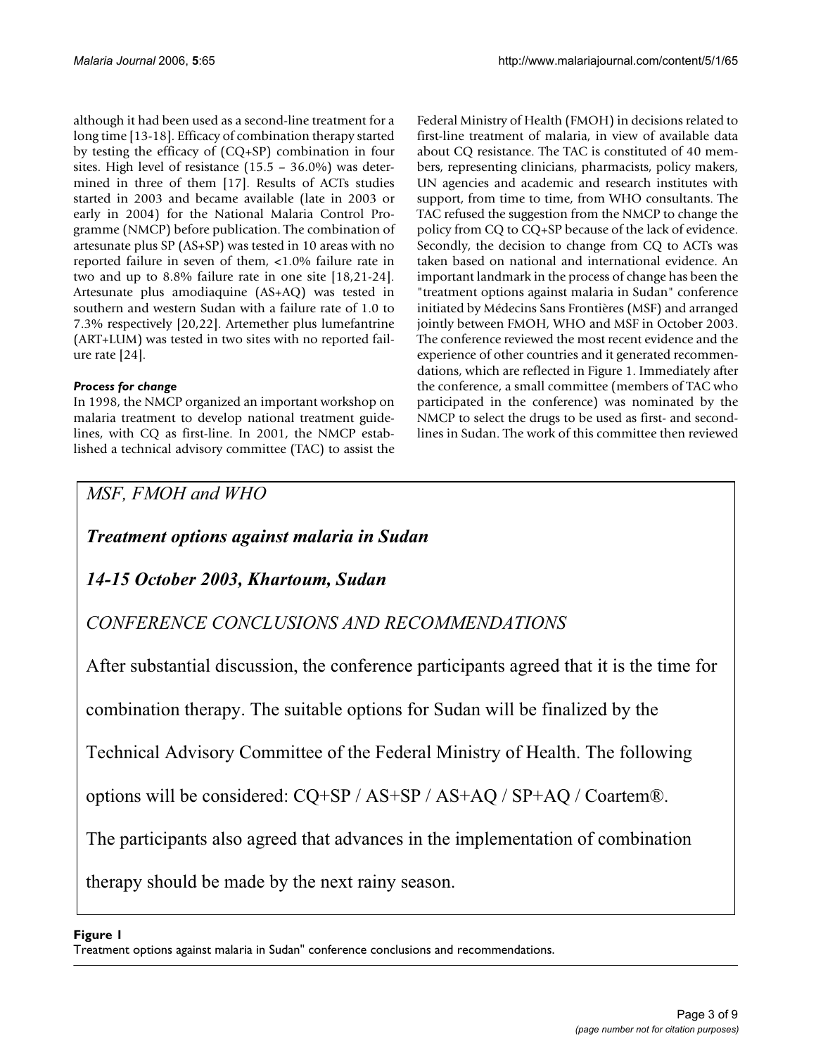although it had been used as a second-line treatment for a long time [13-18]. Efficacy of combination therapy started by testing the efficacy of (CQ+SP) combination in four sites. High level of resistance (15.5 – 36.0%) was determined in three of them [17]. Results of ACTs studies started in 2003 and became available (late in 2003 or early in 2004) for the National Malaria Control Programme (NMCP) before publication. The combination of artesunate plus SP (AS+SP) was tested in 10 areas with no reported failure in seven of them, <1.0% failure rate in two and up to 8.8% failure rate in one site [18,21-24]. Artesunate plus amodiaquine (AS+AQ) was tested in southern and western Sudan with a failure rate of 1.0 to 7.3% respectively [20,22]. Artemether plus lumefantrine (ART+LUM) was tested in two sites with no reported failure rate [24].

### *Process for change*

In 1998, the NMCP organized an important workshop on malaria treatment to develop national treatment guidelines, with CQ as first-line. In 2001, the NMCP established a technical advisory committee (TAC) to assist the Federal Ministry of Health (FMOH) in decisions related to first-line treatment of malaria, in view of available data about CQ resistance. The TAC is constituted of 40 members, representing clinicians, pharmacists, policy makers, UN agencies and academic and research institutes with support, from time to time, from WHO consultants. The TAC refused the suggestion from the NMCP to change the policy from CQ to CQ+SP because of the lack of evidence. Secondly, the decision to change from CQ to ACTs was taken based on national and international evidence. An important landmark in the process of change has been the "treatment options against malaria in Sudan" conference initiated by Médecins Sans Frontières (MSF) and arranged jointly between FMOH, WHO and MSF in October 2003. The conference reviewed the most recent evidence and the experience of other countries and it generated recommendations, which are reflected in Figure 1. Immediately after the conference, a small committee (members of TAC who participated in the conference) was nominated by the NMCP to select the drugs to be used as first- and second-lines in Sudan. The work of this committee then reviewed

*MSF, FMOH and WHO*

***Treatment options against malaria in Sudan***

***14-15 October 2003, Khartoum, Sudan***

*CONFERENCE CONCLUSIONS AND RECOMMENDATIONS*

After substantial discussion, the conference participants agreed that it is the time for combination therapy. The suitable options for Sudan will be finalized by the Technical Advisory Committee of the Federal Ministry of Health. The following options will be considered: CQ+SP / AS+SP / AS+AQ / SP+AQ / Coartem®.

The participants also agreed that advances in the implementation of combination therapy should be made by the next rainy season.

**Figure 1**
Treatment options against malaria in Sudan" conference conclusions and recommendations.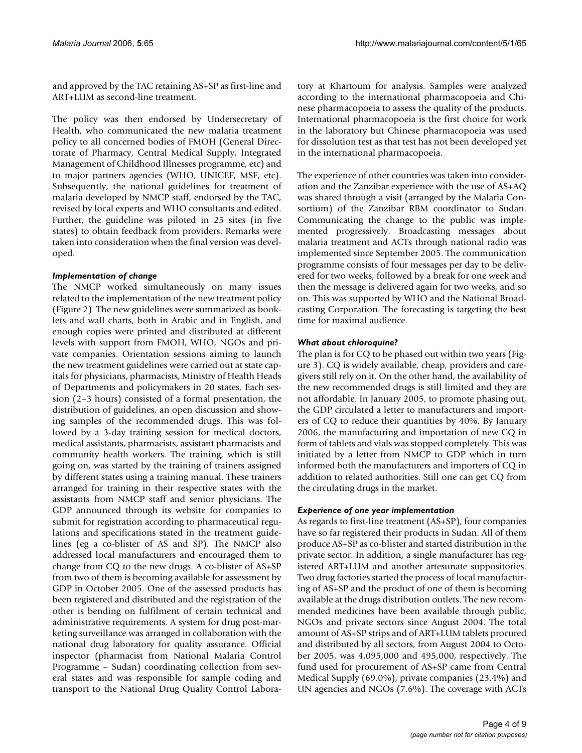and approved by the TAC retaining AS+SP as first-line and ART+LUM as second-line treatment.

The policy was then endorsed by Undersecretary of Health, who communicated the new malaria treatment policy to all concerned bodies of FMOH (General Directorate of Pharmacy, Central Medical Supply, Integrated Management of Childhood Illnesses programme, etc) and to major partners agencies (WHO, UNICEF, MSF, etc). Subsequently, the national guidelines for treatment of malaria developed by NMCP staff, endorsed by the TAC, revised by local experts and WHO consultants and edited. Further, the guideline was piloted in 25 sites (in five states) to obtain feedback from providers. Remarks were taken into consideration when the final version was developed.

### *Implementation of change*

The NMCP worked simultaneously on many issues related to the implementation of the new treatment policy (Figure 2). The new guidelines were summarized as booklets and wall charts, both in Arabic and in English, and enough copies were printed and distributed at different levels with support from FMOH, WHO, NGOs and private companies. Orientation sessions aiming to launch the new treatment guidelines were carried out at state capitals for physicians, pharmacists, Ministry of Health Heads of Departments and policymakers in 20 states. Each session (2–3 hours) consisted of a formal presentation, the distribution of guidelines, an open discussion and showing samples of the recommended drugs. This was followed by a 3-day training session for medical doctors, medical assistants, pharmacists, assistant pharmacists and community health workers. The training, which is still going on, was started by the training of trainers assigned by different states using a training manual. These trainers arranged for training in their respective states with the assistants from NMCP staff and senior physicians. The GDP announced through its website for companies to submit for registration according to pharmaceutical regulations and specifications stated in the treatment guidelines (eg a co-blister of AS and SP). The NMCP also addressed local manufacturers and encouraged them to change from CQ to the new drugs. A co-blister of AS+SP from two of them is becoming available for assessment by GDP in October 2005. One of the assessed products has been registered and distributed and the registration of the other is bending on fulfilment of certain technical and administrative requirements. A system for drug post-marketing surveillance was arranged in collaboration with the national drug laboratory for quality assurance. Official inspector (pharmacist from National Malaria Control Programme – Sudan) coordinating collection from several states and was responsible for sample coding and transport to the National Drug Quality Control Laboratory at Khartoum for analysis. Samples were analyzed according to the international pharmacopoeia and Chinese pharmacopoeia to assess the quality of the products. International pharmacopoeia is the first choice for work in the laboratory but Chinese pharmacopoeia was used for dissolution test as that test has not been developed yet in the international pharmacopoeia.

The experience of other countries was taken into consideration and the Zanzibar experience with the use of AS+AQ was shared through a visit (arranged by the Malaria Consortium) of the Zanzibar RBM coordinator to Sudan. Communicating the change to the public was implemented progressively. Broadcasting messages about malaria treatment and ACTs through national radio was implemented since September 2005. The communication programme consists of four messages per day to be delivered for two weeks, followed by a break for one week and then the message is delivered again for two weeks, and so on. This was supported by WHO and the National Broadcasting Corporation. The forecasting is targeting the best time for maximal audience.

### *What about chloroquine?*

The plan is for CQ to be phased out within two years (Figure 3). CQ is widely available, cheap, providers and caregivers still rely on it. On the other hand, the availability of the new recommended drugs is still limited and they are not affordable. In January 2005, to promote phasing out, the GDP circulated a letter to manufacturers and importers of CQ to reduce their quantities by 40%. By January 2006, the manufacturing and importation of new CQ in form of tablets and vials was stopped completely. This was initiated by a letter from NMCP to GDP which in turn informed both the manufacturers and importers of CQ in addition to related authorities. Still one can get CQ from the circulating drugs in the market.

### *Experience of one year implementation*

As regards to first-line treatment (AS+SP), four companies have so far registered their products in Sudan. All of them produce AS+SP as co-blister and started distribution in the private sector. In addition, a single manufacturer has registered ART+LUM and another artesunate suppositories. Two drug factories started the process of local manufacturing of AS+SP and the product of one of them is becoming available at the drugs distribution outlets. The new recommended medicines have been available through public, NGOs and private sectors since August 2004. The total amount of AS+SP strips and of ART+LUM tablets procured and distributed by all sectors, from August 2004 to October 2005, was 4,095,000 and 495,000, respectively. The fund used for procurement of AS+SP came from Central Medical Supply (69.0%), private companies (23.4%) and UN agencies and NGOs (7.6%). The coverage with ACTs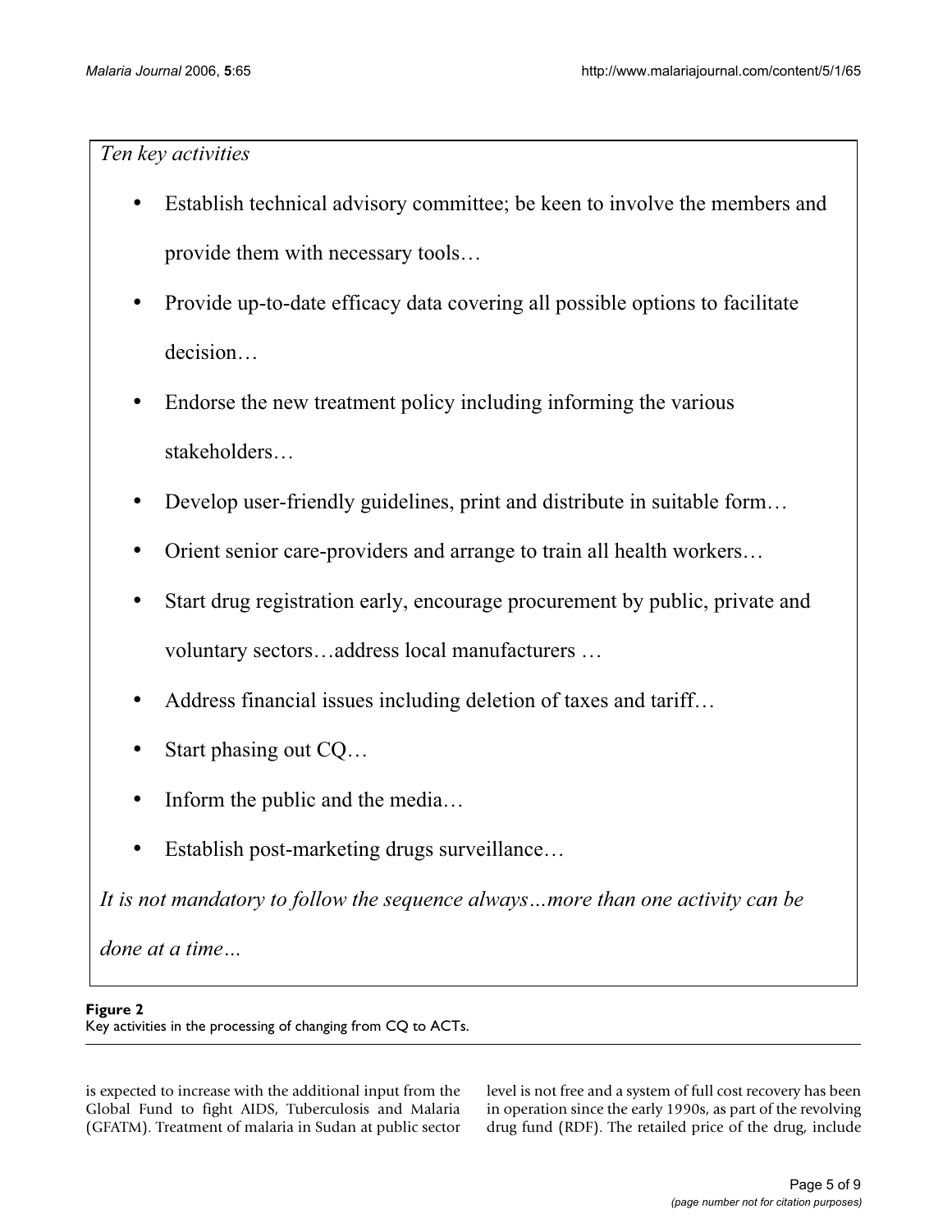*Ten key activities*

- Establish technical advisory committee; be keen to involve the members and provide them with necessary tools…
- Provide up-to-date efficacy data covering all possible options to facilitate decision…
- Endorse the new treatment policy including informing the various stakeholders…
- Develop user-friendly guidelines, print and distribute in suitable form…
- Orient senior care-providers and arrange to train all health workers…
- Start drug registration early, encourage procurement by public, private and voluntary sectors…address local manufacturers …
- Address financial issues including deletion of taxes and tariff…
- Start phasing out CQ…
- Inform the public and the media…
- Establish post-marketing drugs surveillance…

*It is not mandatory to follow the sequence always…more than one activity can be done at a time…*

**Figure 2**
Key activities in the processing of changing from CQ to ACTs.

is expected to increase with the additional input from the Global Fund to fight AIDS, Tuberculosis and Malaria (GFATM). Treatment of malaria in Sudan at public sector level is not free and a system of full cost recovery has been in operation since the early 1990s, as part of the revolving drug fund (RDF). The retailed price of the drug, include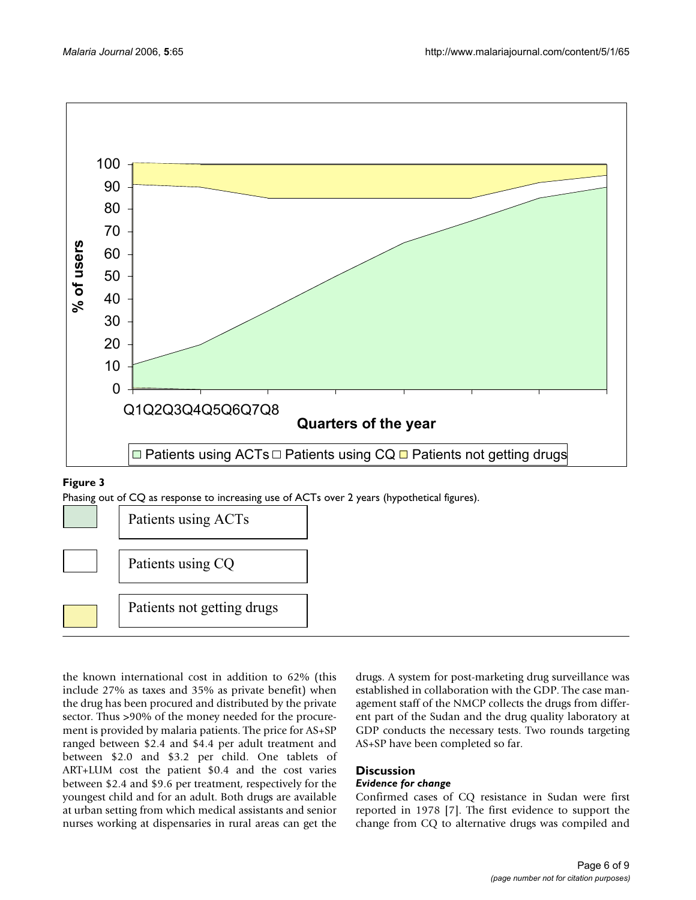**Figure 3**

Phasing out of CQ as response to increasing use of ACTs over 2 years (hypothetical figures).

Patients using ACTs

Patients using CQ

Patients not getting drugs

the known international cost in addition to 62% (this include 27% as taxes and 35% as private benefit) when the drug has been procured and distributed by the private sector. Thus >90% of the money needed for the procurement is provided by malaria patients. The price for AS+SP ranged between \$2.4 and \$4.4 per adult treatment and between \$2.0 and \$3.2 per child. One tablets of ART+LUM cost the patient \$0.4 and the cost varies between \$2.4 and \$9.6 per treatment, respectively for the youngest child and for an adult. Both drugs are available at urban setting from which medical assistants and senior nurses working at dispensaries in rural areas can get the drugs. A system for post-marketing drug surveillance was established in collaboration with the GDP. The case management staff of the NMCP collects the drugs from different part of the Sudan and the drug quality laboratory at GDP conducts the necessary tests. Two rounds targeting AS+SP have been completed so far.

## Discussion

### *Evidence for change*

Confirmed cases of CQ resistance in Sudan were first reported in 1978 [7]. The first evidence to support the change from CQ to alternative drugs was compiled and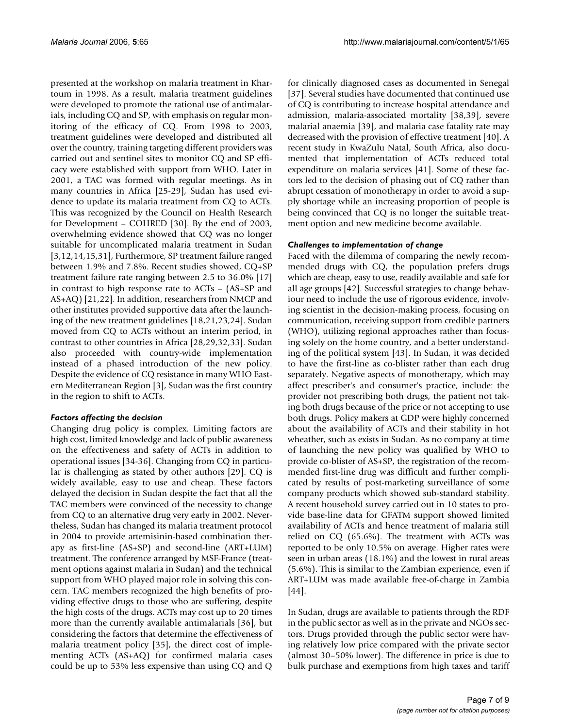presented at the workshop on malaria treatment in Khartoum in 1998. As a result, malaria treatment guidelines were developed to promote the rational use of antimalarials, including CQ and SP, with emphasis on regular monitoring of the efficacy of CQ. From 1998 to 2003, treatment guidelines were developed and distributed all over the country, training targeting different providers was carried out and sentinel sites to monitor CQ and SP efficacy were established with support from WHO. Later in 2001, a TAC was formed with regular meetings. As in many countries in Africa [25-29], Sudan has used evidence to update its malaria treatment from CQ to ACTs. This was recognized by the Council on Health Research for Development – COHRED [30]. By the end of 2003, overwhelming evidence showed that CQ was no longer suitable for uncomplicated malaria treatment in Sudan [3,12,14,15,31], Furthermore, SP treatment failure ranged between 1.9% and 7.8%. Recent studies showed, CQ+SP treatment failure rate ranging between 2.5 to 36.0% [17] in contrast to high response rate to ACTs – (AS+SP and AS+AQ) [21,22]. In addition, researchers from NMCP and other institutes provided supportive data after the launching of the new treatment guidelines [18,21,23,24]. Sudan moved from CQ to ACTs without an interim period, in contrast to other countries in Africa [28,29,32,33]. Sudan also proceeded with country-wide implementation instead of a phased introduction of the new policy. Despite the evidence of CQ resistance in many WHO Eastern Mediterranean Region [3], Sudan was the first country in the region to shift to ACTs.

### *Factors affecting the decision*

Changing drug policy is complex. Limiting factors are high cost, limited knowledge and lack of public awareness on the effectiveness and safety of ACTs in addition to operational issues [34-36]. Changing from CQ in particular is challenging as stated by other authors [29]. CQ is widely available, easy to use and cheap. These factors delayed the decision in Sudan despite the fact that all the TAC members were convinced of the necessity to change from CQ to an alternative drug very early in 2002. Nevertheless, Sudan has changed its malaria treatment protocol in 2004 to provide artemisinin-based combination therapy as first-line (AS+SP) and second-line (ART+LUM) treatment. The conference arranged by MSF-France (treatment options against malaria in Sudan) and the technical support from WHO played major role in solving this concern. TAC members recognized the high benefits of providing effective drugs to those who are suffering, despite the high costs of the drugs. ACTs may cost up to 20 times more than the currently available antimalarials [36], but considering the factors that determine the effectiveness of malaria treatment policy [35], the direct cost of implementing ACTs (AS+AQ) for confirmed malaria cases could be up to 53% less expensive than using CQ and Q for clinically diagnosed cases as documented in Senegal [37]. Several studies have documented that continued use of CQ is contributing to increase hospital attendance and admission, malaria-associated mortality [38,39], severe malarial anaemia [39], and malaria case fatality rate may decreased with the provision of effective treatment [40]. A recent study in KwaZulu Natal, South Africa, also documented that implementation of ACTs reduced total expenditure on malaria services [41]. Some of these factors led to the decision of phasing out of CQ rather than abrupt cessation of monotherapy in order to avoid a supply shortage while an increasing proportion of people is being convinced that CQ is no longer the suitable treatment option and new medicine become available.

### *Challenges to implementation of change*

Faced with the dilemma of comparing the newly recommended drugs with CQ, the population prefers drugs which are cheap, easy to use, readily available and safe for all age groups [42]. Successful strategies to change behaviour need to include the use of rigorous evidence, involving scientist in the decision-making process, focusing on communication, receiving support from credible partners (WHO), utilizing regional approaches rather than focusing solely on the home country, and a better understanding of the political system [43]. In Sudan, it was decided to have the first-line as co-blister rather than each drug separately. Negative aspects of monotherapy, which may affect prescriber's and consumer's practice, include: the provider not prescribing both drugs, the patient not taking both drugs because of the price or not accepting to use both drugs. Policy makers at GDP were highly concerned about the availability of ACTs and their stability in hot wheather, such as exists in Sudan. As no company at time of launching the new policy was qualified by WHO to provide co-blister of AS+SP, the registration of the recommended first-line drug was difficult and further complicated by results of post-marketing surveillance of some company products which showed sub-standard stability. A recent household survey carried out in 10 states to provide base-line data for GFATM support showed limited availability of ACTs and hence treatment of malaria still relied on CQ (65.6%). The treatment with ACTs was reported to be only 10.5% on average. Higher rates were seen in urban areas (18.1%) and the lowest in rural areas (5.6%). This is similar to the Zambian experience, even if ART+LUM was made available free-of-charge in Zambia [44].

In Sudan, drugs are available to patients through the RDF in the public sector as well as in the private and NGOs sectors. Drugs provided through the public sector were having relatively low price compared with the private sector (almost 30–50% lower). The difference in price is due to bulk purchase and exemptions from high taxes and tariff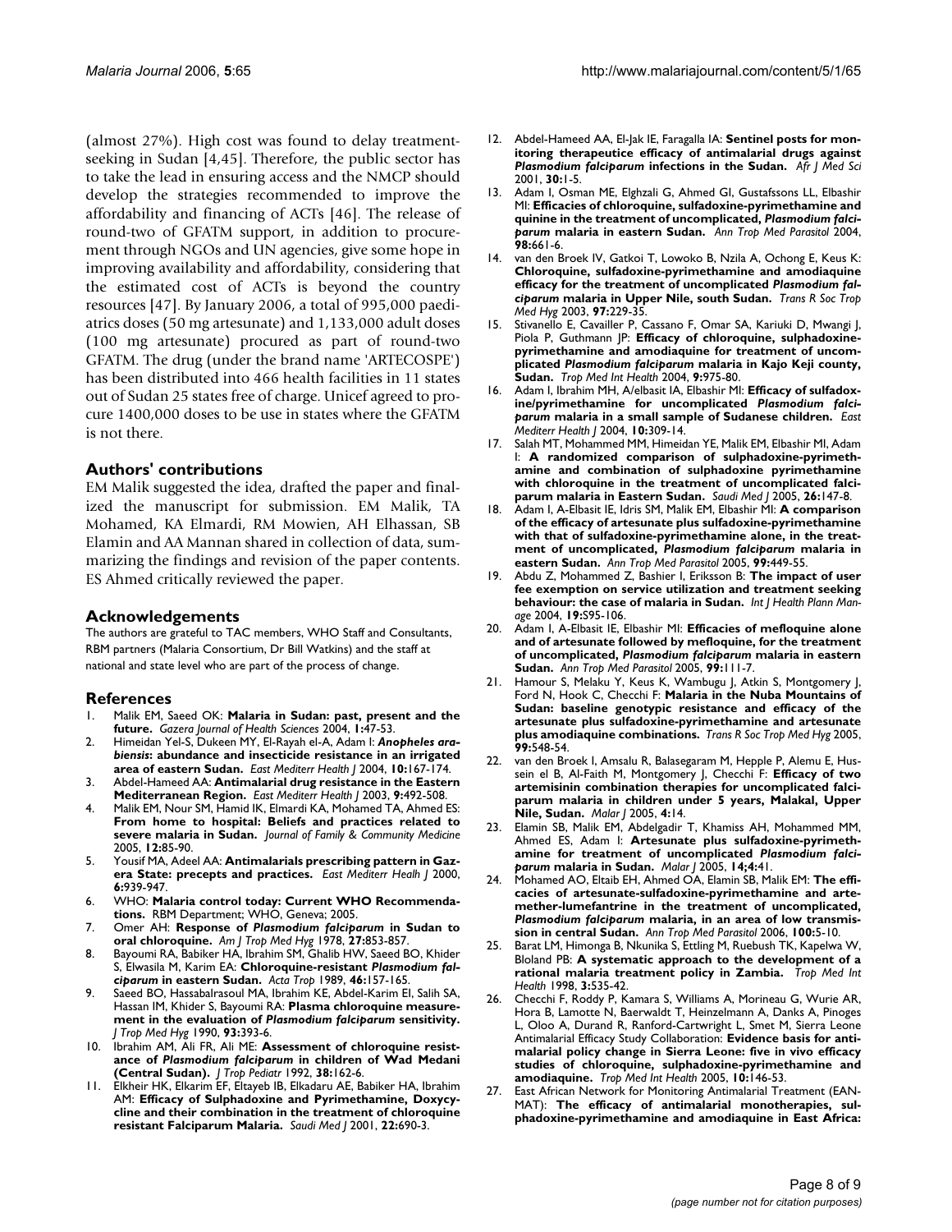(almost 27%). High cost was found to delay treatment-seeking in Sudan [4,45]. Therefore, the public sector has to take the lead in ensuring access and the NMCP should develop the strategies recommended to improve the affordability and financing of ACTs [46]. The release of round-two of GFATM support, in addition to procurement through NGOs and UN agencies, give some hope in improving availability and affordability, considering that the estimated cost of ACTs is beyond the country resources [47]. By January 2006, a total of 995,000 paediatrics doses (50 mg artesunate) and 1,133,000 adult doses (100 mg artesunate) procured as part of round-two GFATM. The drug (under the brand name 'ARTECOSPE') has been distributed into 466 health facilities in 11 states out of Sudan 25 states free of charge. Unicef agreed to procure 1400,000 doses to be use in states where the GFATM is not there.

## Authors' contributions

EM Malik suggested the idea, drafted the paper and finalized the manuscript for submission. EM Malik, TA Mohamed, KA Elmardi, RM Mowien, AH Elhassan, SB Elamin and AA Mannan shared in collection of data, summarizing the findings and revision of the paper contents. ES Ahmed critically reviewed the paper.

## Acknowledgements

The authors are grateful to TAC members, WHO Staff and Consultants, RBM partners (Malaria Consortium, Dr Bill Watkins) and the staff at national and state level who are part of the process of change.

## References

1. Malik EM, Saeed OK: **Malaria in Sudan: past, present and the future.** *Gazera Journal of Health Sciences* 2004, **1**:47-53.
2. Himeidan Yel-S, Dukeen MY, El-Rayah el-A, Adam I: ***Anopheles arabiensis*: abundance and insecticide resistance in an irrigated area of eastern Sudan.** *East Mediterr Health J* 2004, **10**:167-174.
3. Abdel-Hameed AA: **Antimalarial drug resistance in the Eastern Mediterranean Region.** *East Mediterr Health J* 2003, **9**:492-508.
4. Malik EM, Nour SM, Hamid IK, Elmardi KA, Mohamed TA, Ahmed ES: **From home to hospital: Beliefs and practices related to severe malaria in Sudan.** *Journal of Family & Community Medicine* 2005, **12**:85-90.
5. Yousif MA, Adeel AA: **Antimalarials prescribing pattern in Gazera State: precepts and practices.** *East Mediterr Healh J* 2000, **6**:939-947.
6. WHO: **Malaria control today: Current WHO Recommendations.** RBM Department; WHO, Geneva; 2005.
7. Omer AH: **Response of *Plasmodium falciparum* in Sudan to oral chloroquine.** *Am J Trop Med Hyg* 1978, **27**:853-857.
8. Bayoumi RA, Babiker HA, Ibrahim SM, Ghalib HW, Saeed BO, Khider S, Elwasila M, Karim EA: **Chloroquine-resistant *Plasmodium falciparum* in eastern Sudan.** *Acta Trop* 1989, **46**:157-165.
9. Saeed BO, Hassabalrasoul MA, Ibrahim KE, Abdel-Karim EI, Salih SA, Hassan IM, Khider S, Bayoumi RA: **Plasma chloroquine measurement in the evaluation of *Plasmodium falciparum* sensitivity.** *J Trop Med Hyg* 1990, **93**:393-6.
10. Ibrahim AM, Ali FR, Ali ME: **Assessment of chloroquine resistance of *Plasmodium falciparum* in children of Wad Medani (Central Sudan).** *J Trop Pediatr* 1992, **38**:162-6.
11. Elkheir HK, Elkarim EF, Eltayeb IB, Elkadaru AE, Babiker HA, Ibrahim AM: **Efficacy of Sulphadoxine and Pyrimethamine, Doxycycline and their combination in the treatment of chloroquine resistant Falciparum Malaria.** *Saudi Med J* 2001, **22**:690-3.
12. Abdel-Hameed AA, El-Jak IE, Faragalla IA: **Sentinel posts for monitoring therapeutice efficacy of antimalarial drugs against *Plasmodium falciparum* infections in the Sudan.** *Afr J Med Sci* 2001, **30**:1-5.
13. Adam I, Osman ME, Elghzali G, Ahmed GI, Gustafssons LL, Elbashir MI: **Efficacies of chloroquine, sulfadoxine-pyrimethamine and quinine in the treatment of uncomplicated, *Plasmodium falciparum* malaria in eastern Sudan.** *Ann Trop Med Parasitol* 2004, **98**:661-6.
14. van den Broek IV, Gatkoi T, Lowoko B, Nzila A, Ochong E, Keus K: **Chloroquine, sulfadoxine-pyrimethamine and amodiaquine efficacy for the treatment of uncomplicated *Plasmodium falciparum* malaria in Upper Nile, south Sudan.** *Trans R Soc Trop Med Hyg* 2003, **97**:229-35.
15. Stivanello E, Cavailler P, Cassano F, Omar SA, Kariuki D, Mwangi J, Piola P, Guthmann JP: **Efficacy of chloroquine, sulphadoxine-pyrimethamine and amodiaquine for treatment of uncomplicated *Plasmodium falciparum* malaria in Kajo Keji county, Sudan.** *Trop Med Int Health* 2004, **9**:975-80.
16. Adam I, Ibrahim MH, A/elbasit IA, Elbashir MI: **Efficacy of sulfadoxine/pyrimethamine for uncomplicated *Plasmodium falciparum* malaria in a small sample of Sudanese children.** *East Mediterr Health J* 2004, **10**:309-14.
17. Salah MT, Mohammed MM, Himeidan YE, Malik EM, Elbashir MI, Adam I: **A randomized comparison of sulphadoxine-pyrimethamine and combination of sulphadoxine pyrimethamine with chloroquine in the treatment of uncomplicated falciparum malaria in Eastern Sudan.** *Saudi Med J* 2005, **26**:147-8.
18. Adam I, A-Elbasit IE, Idris SM, Malik EM, Elbashir MI: **A comparison of the efficacy of artesunate plus sulfadoxine-pyrimethamine with that of sulfadoxine-pyrimethamine alone, in the treatment of uncomplicated, *Plasmodium falciparum* malaria in eastern Sudan.** *Ann Trop Med Parasitol* 2005, **99**:449-55.
19. Abdu Z, Mohammed Z, Bashier I, Eriksson B: **The impact of user fee exemption on service utilization and treatment seeking behaviour: the case of malaria in Sudan.** *Int J Health Plann Manage* 2004, **19**:S95-106.
20. Adam I, A-Elbasit IE, Elbashir MI: **Efficacies of mefloquine alone and of artesunate followed by mefloquine, for the treatment of uncomplicated, *Plasmodium falciparum* malaria in eastern Sudan.** *Ann Trop Med Parasitol* 2005, **99**:111-7.
21. Hamour S, Melaku Y, Keus K, Wambugu J, Atkin S, Montgomery J, Ford N, Hook C, Checchi F: **Malaria in the Nuba Mountains of Sudan: baseline genotypic resistance and efficacy of the artesunate plus sulfadoxine-pyrimethamine and artesunate plus amodiaquine combinations.** *Trans R Soc Trop Med Hyg* 2005, **99**:548-54.
22. van den Broek I, Amsalu R, Balasegaram M, Hepple P, Alemu E, Hussein el B, Al-Faith M, Montgomery J, Checchi F: **Efficacy of two artemisinin combination therapies for uncomplicated falciparum malaria in children under 5 years, Malakal, Upper Nile, Sudan.** *Malar J* 2005, **4**:14.
23. Elamin SB, Malik EM, Abdelgadir T, Khamiss AH, Mohammed MM, Ahmed ES, Adam I: **Artesunate plus sulfadoxine-pyrimethamine for treatment of uncomplicated *Plasmodium falciparum* malaria in Sudan.** *Malar J* 2005, **14;4**:41.
24. Mohamed AO, Eltaib EH, Ahmed OA, Elamin SB, Malik EM: **The efficacies of artesunate-sulfadoxine-pyrimethamine and artemether-lumefantrine in the treatment of uncomplicated, *Plasmodium falciparum* malaria, in an area of low transmission in central Sudan.** *Ann Trop Med Parasitol* 2006, **100**:5-10.
25. Barat LM, Himonga B, Nkunika S, Ettling M, Ruebush TK, Kapelwa W, Bloland PB: **A systematic approach to the development of a rational malaria treatment policy in Zambia.** *Trop Med Int Health* 1998, **3**:535-42.
26. Checchi F, Roddy P, Kamara S, Williams A, Morineau G, Wurie AR, Hora B, Lamotte N, Baerwaldt T, Heinzelmann A, Danks A, Pinoges L, Oloo A, Durand R, Ranford-Cartwright L, Smet M, Sierra Leone Antimalarial Efficacy Study Collaboration: **Evidence basis for antimalarial policy change in Sierra Leone: five in vivo efficacy studies of chloroquine, sulphadoxine-pyrimethamine and amodiaquine.** *Trop Med Int Health* 2005, **10**:146-53.
27. East African Network for Monitoring Antimalarial Treatment (EANMAT): **The efficacy of antimalarial monotherapies, sulphadoxine-pyrimethamine and amodiaquine in East Africa:**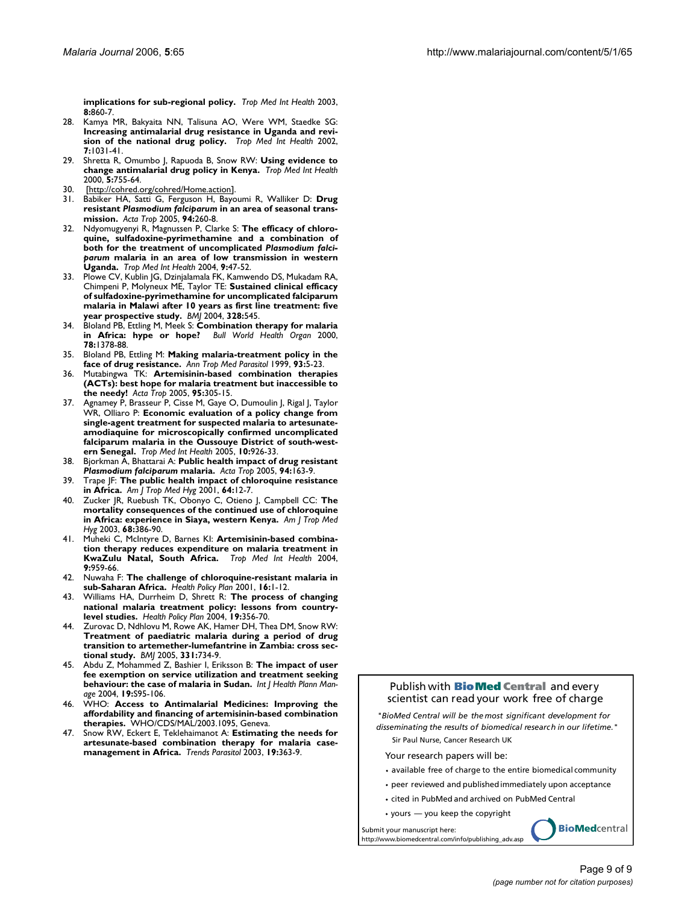**implications for sub-regional policy.** *Trop Med Int Health* 2003, **8:**860-7.

28. Kamya MR, Bakyaita NN, Talisuna AO, Were WM, Staedke SG: **Increasing antimalarial drug resistance in Uganda and revision of the national drug policy.** *Trop Med Int Health* 2002, **7:**1031-41.
29. Shretta R, Omumbo J, Rapuoda B, Snow RW: **Using evidence to change antimalarial drug policy in Kenya.** *Trop Med Int Health* 2000, **5:**755-64.
30. [http://cohred.org/cohred/Home.action].
31. Babiker HA, Satti G, Ferguson H, Bayoumi R, Walliker D: **Drug resistant *Plasmodium falciparum* in an area of seasonal transmission.** *Acta Trop* 2005, **94:**260-8.
32. Ndyomugyenyi R, Magnussen P, Clarke S: **The efficacy of chloroquine, sulfadoxine-pyrimethamine and a combination of both for the treatment of uncomplicated *Plasmodium falciparum* malaria in an area of low transmission in western Uganda.** *Trop Med Int Health* 2004, **9:**47-52.
33. Plowe CV, Kublin JG, Dzinjalamala FK, Kamwendo DS, Mukadam RA, Chimpeni P, Molyneux ME, Taylor TE: **Sustained clinical efficacy of sulfadoxine-pyrimethamine for uncomplicated falciparum malaria in Malawi after 10 years as first line treatment: five year prospective study.** *BMJ* 2004, **328:**545.
34. Bloland PB, Ettling M, Meek S: **Combination therapy for malaria in Africa: hype or hope?** *Bull World Health Organ* 2000, **78:**1378-88.
35. Bloland PB, Ettling M: **Making malaria-treatment policy in the face of drug resistance.** *Ann Trop Med Parasitol* 1999, **93:**5-23.
36. Mutabingwa TK: **Artemisinin-based combination therapies (ACTs): best hope for malaria treatment but inaccessible to the needy!** *Acta Trop* 2005, **95:**305-15.
37. Agnamey P, Brasseur P, Cisse M, Gaye O, Dumoulin J, Rigal J, Taylor WR, Olliaro P: **Economic evaluation of a policy change from single-agent treatment for suspected malaria to artesunate-amodiaquine for microscopically confirmed uncomplicated falciparum malaria in the Oussouye District of south-western Senegal.** *Trop Med Int Health* 2005, **10:**926-33.
38. Bjorkman A, Bhattarai A: **Public health impact of drug resistant *Plasmodium falciparum* malaria.** *Acta Trop* 2005, **94:**163-9.
39. Trape JF: **The public health impact of chloroquine resistance in Africa.** *Am J Trop Med Hyg* 2001, **64:**12-7.
40. Zucker JR, Ruebush TK, Obonyo C, Otieno J, Campbell CC: **The mortality consequences of the continued use of chloroquine in Africa: experience in Siaya, western Kenya.** *Am J Trop Med Hyg* 2003, **68:**386-90.
41. Muheki C, McIntyre D, Barnes KI: **Artemisinin-based combination therapy reduces expenditure on malaria treatment in KwaZulu Natal, South Africa.** *Trop Med Int Health* 2004, **9:**959-66.
42. Nuwaha F: **The challenge of chloroquine-resistant malaria in sub-Saharan Africa.** *Health Policy Plan* 2001, **16:**1-12.
43. Williams HA, Durrheim D, Shrett R: **The process of changing national malaria treatment policy: lessons from country-level studies.** *Health Policy Plan* 2004, **19:**356-70.
44. Zurovac D, Ndhlovu M, Rowe AK, Hamer DH, Thea DM, Snow RW: **Treatment of paediatric malaria during a period of drug transition to artemether-lumefantrine in Zambia: cross sectional study.** *BMJ* 2005, **331:**734-9.
45. Abdu Z, Mohammed Z, Bashier I, Eriksson B: **The impact of user fee exemption on service utilization and treatment seeking behaviour: the case of malaria in Sudan.** *Int J Health Plann Manage* 2004, **19:**S95-106.
46. WHO: **Access to Antimalarial Medicines: Improving the affordability and financing of artemisinin-based combination therapies.** WHO/CDS/MAL/2003.1095, Geneva.
47. Snow RW, Eckert E, Teklehaimanot A: **Estimating the needs for artesunate-based combination therapy for malaria case-management in Africa.** *Trends Parasitol* 2003, **19:**363-9.

Publish with **BioMed Central** and every scientist can read your work free of charge

*"BioMed Central will be the most significant development for disseminating the results of biomedical research in our lifetime."*
Sir Paul Nurse, Cancer Research UK

Your research papers will be:

- available free of charge to the entire biomedical community
- peer reviewed and published immediately upon acceptance
- cited in PubMed and archived on PubMed Central
- yours — you keep the copyright

Submit your manuscript here:
http://www.biomedcentral.com/info/publishing_adv.asp

**BioMed**central